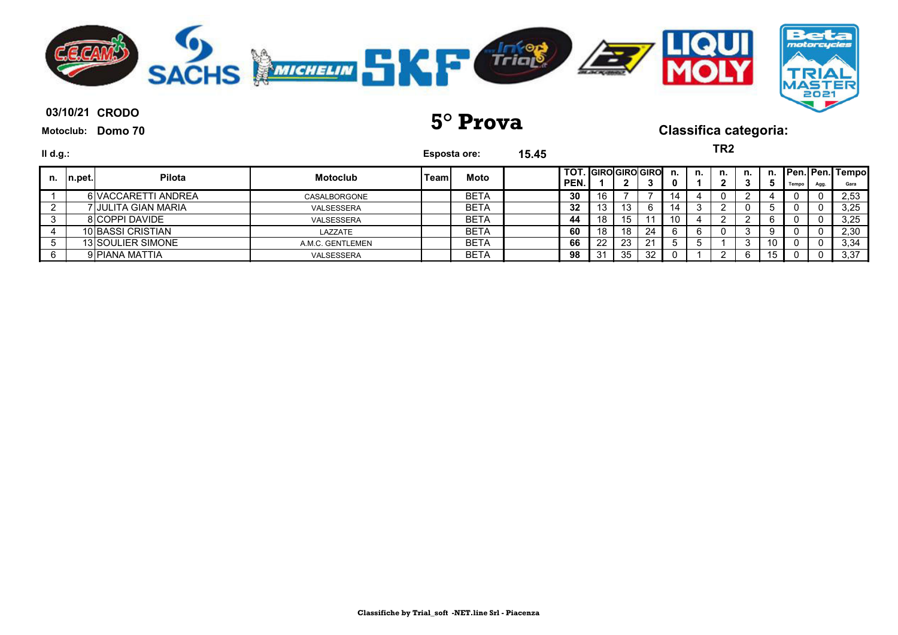03/10/21 **CRODO**

Motoclub: **Domo 70**

# 5° Prova

## Classifica categoria:

**TR2**

Il d.g.:

Esposta ore: **15.45**

| n. | n.pet. | Pilota | Motoclub | Team | Moto | | TOT. PEN. | GIRO 1 | GIRO 2 | GIRO 3 | n. 0 | n. 1 | n. 2 | n. 3 | n. 5 | Pen. Tempo | Pen. Agg. | Tempo Gara |
|---|---|---|---|---|---|---|---|---|---|---|---|---|---|---|---|---|---|---|
| 1 | 6 | VACCARETTI ANDREA | CASALBORGONE | | BETA | | 30 | 16 | 7 | 7 | 14 | 4 | 0 | 2 | 4 | 0 | 0 | 2,53 |
| 2 | 7 | JULITA GIAN MARIA | VALSESSERA | | BETA | | 32 | 13 | 13 | 6 | 14 | 3 | 2 | 0 | 5 | 0 | 0 | 3,25 |
| 3 | 8 | COPPI DAVIDE | VALSESSERA | | BETA | | 44 | 18 | 15 | 11 | 10 | 4 | 2 | 2 | 6 | 0 | 0 | 3,25 |
| 4 | 10 | BASSI CRISTIAN | LAZZATE | | BETA | | 60 | 18 | 18 | 24 | 6 | 6 | 0 | 3 | 9 | 0 | 0 | 2,30 |
| 5 | 13 | SOULIER SIMONE | A.M.C. GENTLEMEN | | BETA | | 66 | 22 | 23 | 21 | 5 | 5 | 1 | 3 | 10 | 0 | 0 | 3,34 |
| 6 | 9 | PIANA MATTIA | VALSESSERA | | BETA | | 98 | 31 | 35 | 32 | 0 | 1 | 2 | 6 | 15 | 0 | 0 | 3,37 |

Classifiche by Trial_soft -NET.line Srl - Piacenza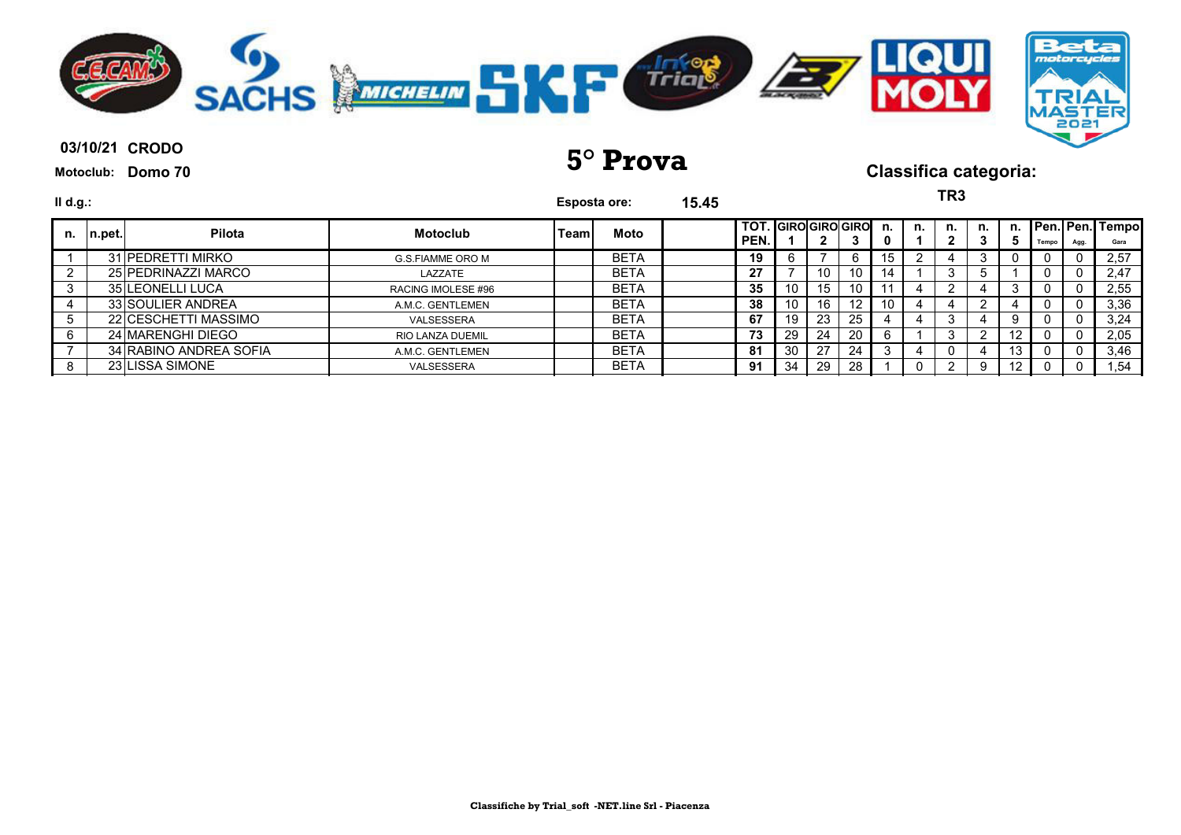**03/10/21 CRODO**

**Motoclub: Domo 70**

# 5° Prova

## Classifica categoria:

**TR3**

**Il d.g.:**

**Esposta ore: 15.45**

| n. | n.pet. | Pilota | Motoclub | Team | Moto | | TOT. PEN. | GIRO 1 | GIRO 2 | GIRO 3 | n. 0 | n. 1 | n. 2 | n. 3 | n. 5 | Pen. Tempo | Pen. Agg. | Tempo Gara |
|---|---|---|---|---|---|---|---|---|---|---|---|---|---|---|---|---|---|---|
| 1 | 31 | PEDRETTI MIRKO | G.S.FIAMME ORO M | | BETA | | 19 | 6 | 7 | 6 | 15 | 2 | 4 | 3 | 0 | 0 | 0 | 2,57 |
| 2 | 25 | PEDRINAZZI MARCO | LAZZATE | | BETA | | 27 | 7 | 10 | 10 | 14 | 1 | 3 | 5 | 1 | 0 | 0 | 2,47 |
| 3 | 35 | LEONELLI LUCA | RACING IMOLESE #96 | | BETA | | 35 | 10 | 15 | 10 | 11 | 4 | 2 | 4 | 3 | 0 | 0 | 2,55 |
| 4 | 33 | SOULIER ANDREA | A.M.C. GENTLEMEN | | BETA | | 38 | 10 | 16 | 12 | 10 | 4 | 4 | 2 | 4 | 0 | 0 | 3,36 |
| 5 | 22 | CESCHETTI MASSIMO | VALSESSERA | | BETA | | 67 | 19 | 23 | 25 | 4 | 4 | 3 | 4 | 9 | 0 | 0 | 3,24 |
| 6 | 24 | MARENGHI DIEGO | RIO LANZA DUEMIL | | BETA | | 73 | 29 | 24 | 20 | 6 | 1 | 3 | 2 | 12 | 0 | 0 | 2,05 |
| 7 | 34 | RABINO ANDREA SOFIA | A.M.C. GENTLEMEN | | BETA | | 81 | 30 | 27 | 24 | 3 | 4 | 0 | 4 | 13 | 0 | 0 | 3,46 |
| 8 | 23 | LISSA SIMONE | VALSESSERA | | BETA | | 91 | 34 | 29 | 28 | 1 | 0 | 2 | 9 | 12 | 0 | 0 | 1,54 |

Classifiche by Trial_soft -NET.line Srl - Piacenza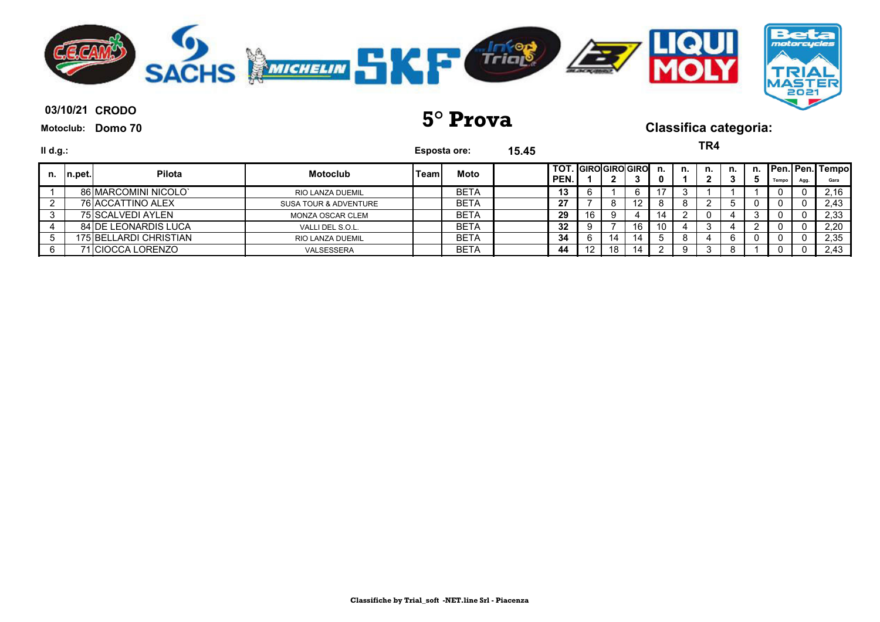03/10/21 **CRODO**

Motoclub: **Domo 70**

# 5° Prova

## Classifica categoria:

**TR4**

Il d.g.:

Esposta ore: **15.45**

| n. | n.pet. | Pilota | Motoclub | Team | Moto | | TOT. PEN. | GIRO 1 | GIRO 2 | GIRO 3 | n. 0 | n. 1 | n. 2 | n. 3 | n. 5 | Pen. Tempo | Pen. Agg. | Tempo Gara |
|---|---|---|---|---|---|---|---|---|---|---|---|---|---|---|---|---|---|---|
| 1 | 86 | MARCOMINI NICOLO` | RIO LANZA DUEMIL | | BETA | | 13 | 6 | 1 | 6 | 17 | 3 | 1 | 1 | 1 | 0 | 0 | 2,16 |
| 2 | 76 | ACCATTINO ALEX | SUSA TOUR & ADVENTURE | | BETA | | 27 | 7 | 8 | 12 | 8 | 8 | 2 | 5 | 0 | 0 | 0 | 2,43 |
| 3 | 75 | SCALVEDI AYLEN | MONZA OSCAR CLEM | | BETA | | 29 | 16 | 9 | 4 | 14 | 2 | 0 | 4 | 3 | 0 | 0 | 2,33 |
| 4 | 84 | DE LEONARDIS LUCA | VALLI DEL S.O.L. | | BETA | | 32 | 9 | 7 | 16 | 10 | 4 | 3 | 4 | 2 | 0 | 0 | 2,20 |
| 5 | 175 | BELLARDI CHRISTIAN | RIO LANZA DUEMIL | | BETA | | 34 | 6 | 14 | 14 | 5 | 8 | 4 | 6 | 0 | 0 | 0 | 2,35 |
| 6 | 71 | CIOCCA LORENZO | VALSESSERA | | BETA | | 44 | 12 | 18 | 14 | 2 | 9 | 3 | 8 | 1 | 0 | 0 | 2,43 |

**Classifiche by Trial_soft -NET.line Srl - Piacenza**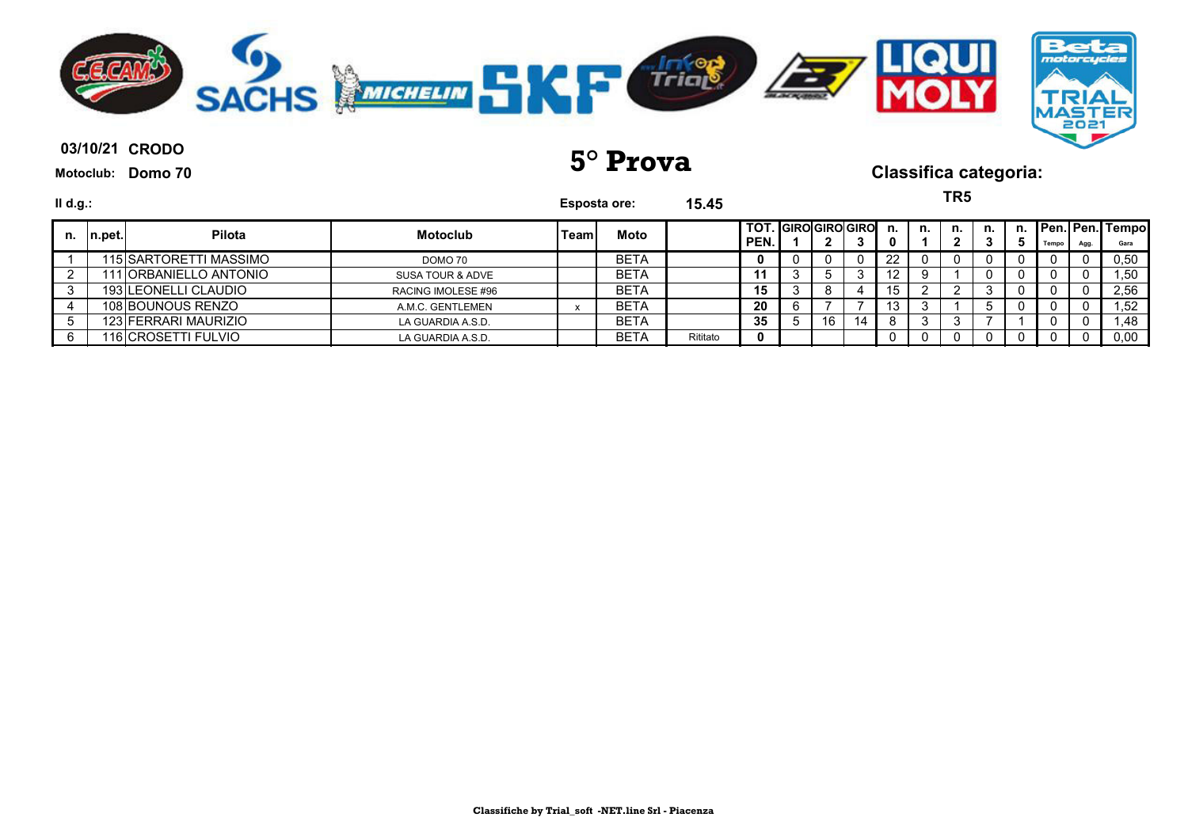**03/10/21 CRODO**

**Motoclub: Domo 70**

# 5° Prova

## Classifica categoria:

### TR5

**Il d.g.:**

**Esposta ore:** **15.45**

| n. | n.pet. | Pilota | Motoclub | Team | Moto | | TOT. PEN. | GIRO 1 | GIRO 2 | GIRO 3 | n. 0 | n. 1 | n. 2 | n. 3 | n. 5 | Pen. Tempo | Pen. Agg. | Tempo Gara |
|---|---|---|---|---|---|---|---|---|---|---|---|---|---|---|---|---|---|---|
| 1 | 115 | SARTORETTI MASSIMO | DOMO 70 | | BETA | | 0 | 0 | 0 | 0 | 22 | 0 | 0 | 0 | 0 | 0 | 0 | 0,50 |
| 2 | 111 | ORBANIELLO ANTONIO | SUSA TOUR & ADVE | | BETA | | 11 | 3 | 5 | 3 | 12 | 9 | 1 | 0 | 0 | 0 | 0 | 1,50 |
| 3 | 193 | LEONELLI CLAUDIO | RACING IMOLESE #96 | | BETA | | 15 | 3 | 8 | 4 | 15 | 2 | 2 | 3 | 0 | 0 | 0 | 2,56 |
| 4 | 108 | BOUNOUS RENZO | A.M.C. GENTLEMEN | x | BETA | | 20 | 6 | 7 | 7 | 13 | 3 | 1 | 5 | 0 | 0 | 0 | 1,52 |
| 5 | 123 | FERRARI MAURIZIO | LA GUARDIA A.S.D. | | BETA | | 35 | 5 | 16 | 14 | 8 | 3 | 3 | 7 | 1 | 0 | 0 | 1,48 |
| 6 | 116 | CROSETTI FULVIO | LA GUARDIA A.S.D. | | BETA | Ritirato | 0 | | | | 0 | 0 | 0 | 0 | 0 | 0 | 0 | 0,00 |

**Classifiche by Trial_soft -NET.line Srl - Piacenza**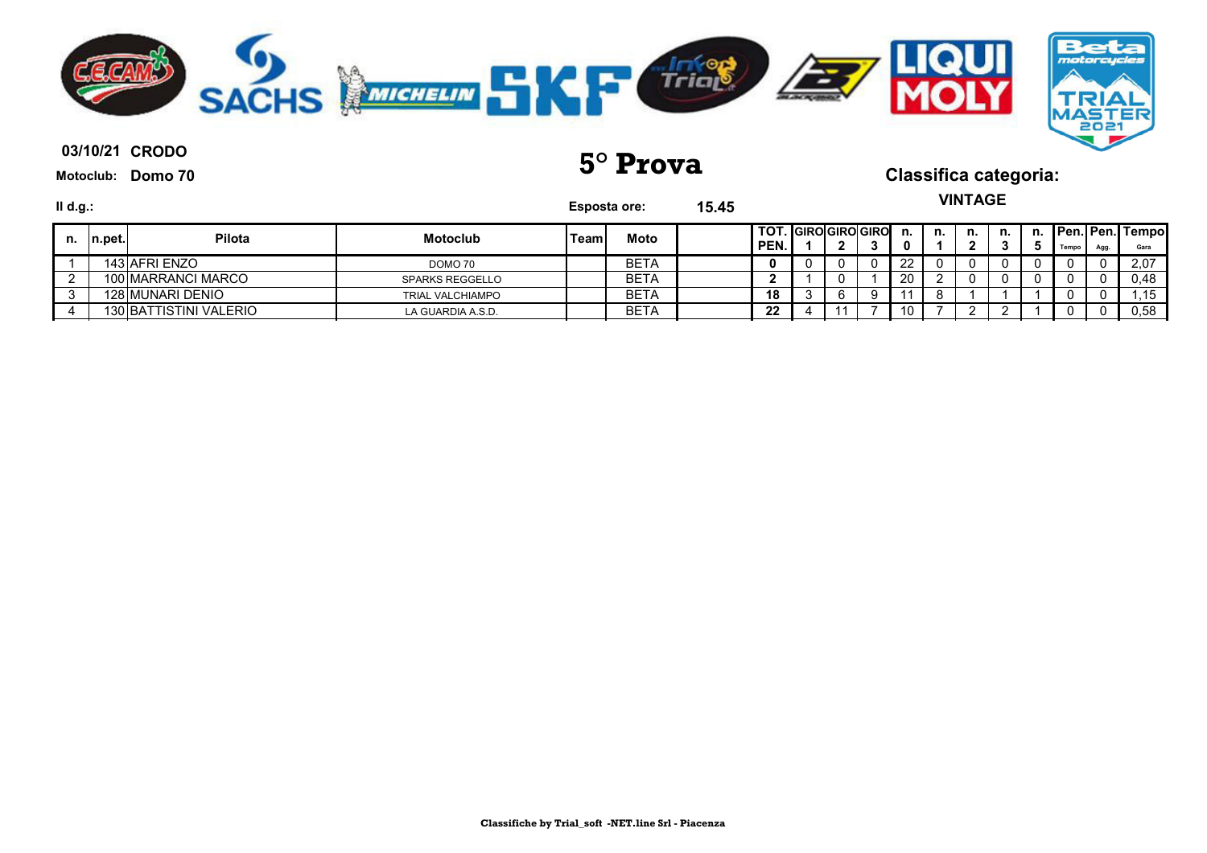**03/10/21 CRODO**

**Motoclub: Domo 70**

# 5° Prova

## Classifica categoria:

**VINTAGE**

**Il d.g.:**

**Esposta ore: 15.45**

| n. | n.pet. | Pilota | Motoclub | Team | Moto | | TOT. PEN. | GIRO 1 | GIRO 2 | GIRO 3 | n. 0 | n. 1 | n. 2 | n. 3 | n. 5 | Pen. Tempo | Pen. Agg. | Tempo Gara |
|---|---|---|---|---|---|---|---|---|---|---|---|---|---|---|---|---|---|---|
| 1 | 143 | AFRI ENZO | DOMO 70 | | BETA | | **0** | 0 | 0 | 0 | 22 | 0 | 0 | 0 | 0 | 0 | 0 | 2,07 |
| 2 | 100 | MARRANCI MARCO | SPARKS REGGELLO | | BETA | | **2** | 1 | 0 | 1 | 20 | 2 | 0 | 0 | 0 | 0 | 0 | 0,48 |
| 3 | 128 | MUNARI DENIO | TRIAL VALCHIAMPO | | BETA | | **18** | 3 | 6 | 9 | 11 | 8 | 1 | 1 | 1 | 0 | 0 | 1,15 |
| 4 | 130 | BATTISTINI VALERIO | LA GUARDIA A.S.D. | | BETA | | **22** | 4 | 11 | 7 | 10 | 7 | 2 | 2 | 1 | 0 | 0 | 0,58 |

**Classifiche by Trial_soft -NET.line Srl - Piacenza**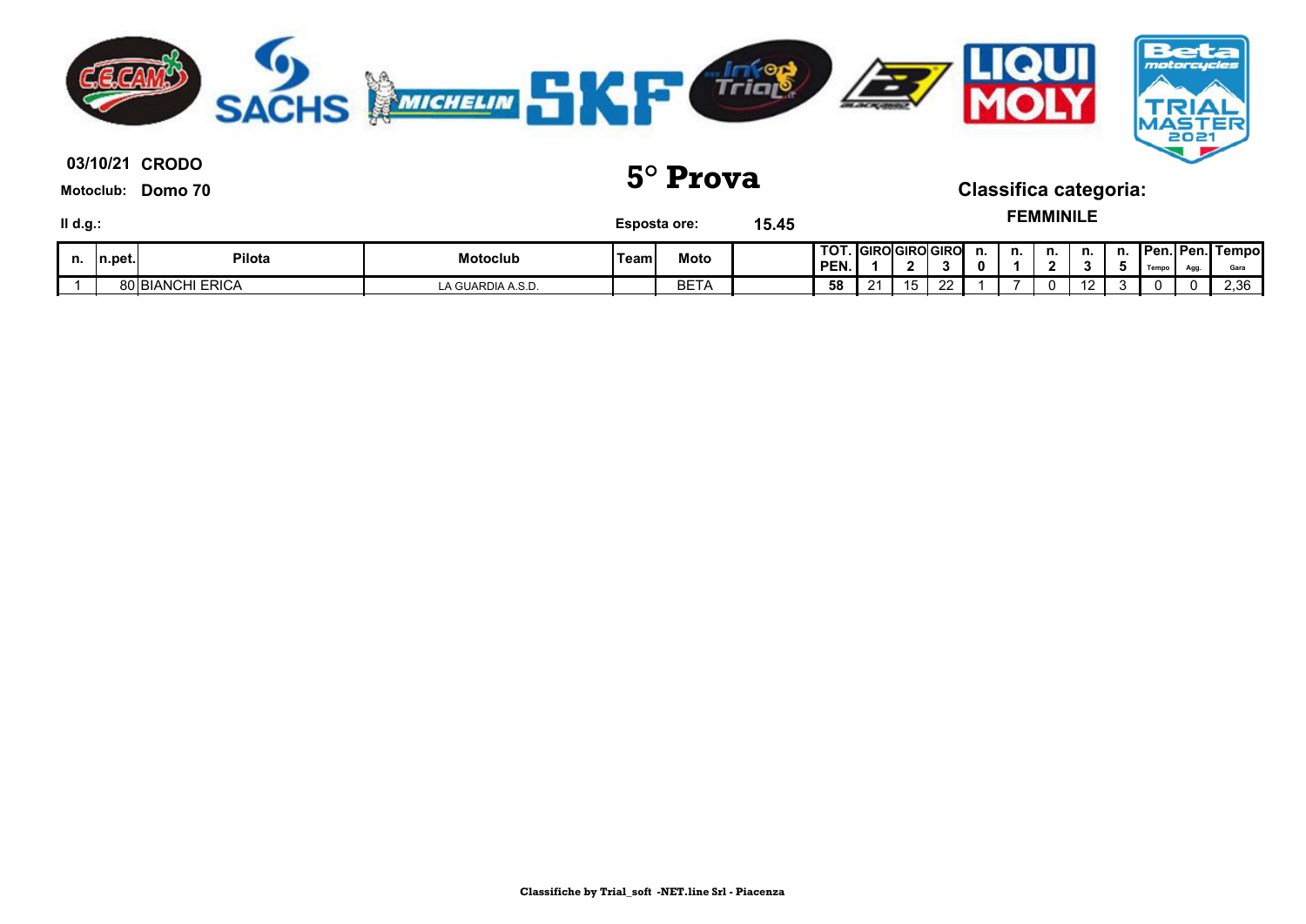**03/10/21 CRODO**

**Motoclub: Domo 70**

# 5° Prova

## Classifica categoria:

**FEMMINILE**

**Il d.g.:**

**Esposta ore: 15.45**

| n. | n.pet. | Pilota | Motoclub | Team | Moto | | TOT. PEN. | GIRO 1 | GIRO 2 | GIRO 3 | n. 0 | n. 1 | n. 2 | n. 3 | n. 5 | Pen. Tempo | Pen. Agg. | Tempo Gara |
|---|---|---|---|---|---|---|---|---|---|---|---|---|---|---|---|---|---|---|
| 1 | 80 | BIANCHI ERICA | LA GUARDIA A.S.D. | | BETA | | 58 | 21 | 15 | 22 | 1 | 7 | 0 | 12 | 3 | 0 | 0 | 2,36 |

**Classifiche by Trial_soft -NET.line Srl - Piacenza**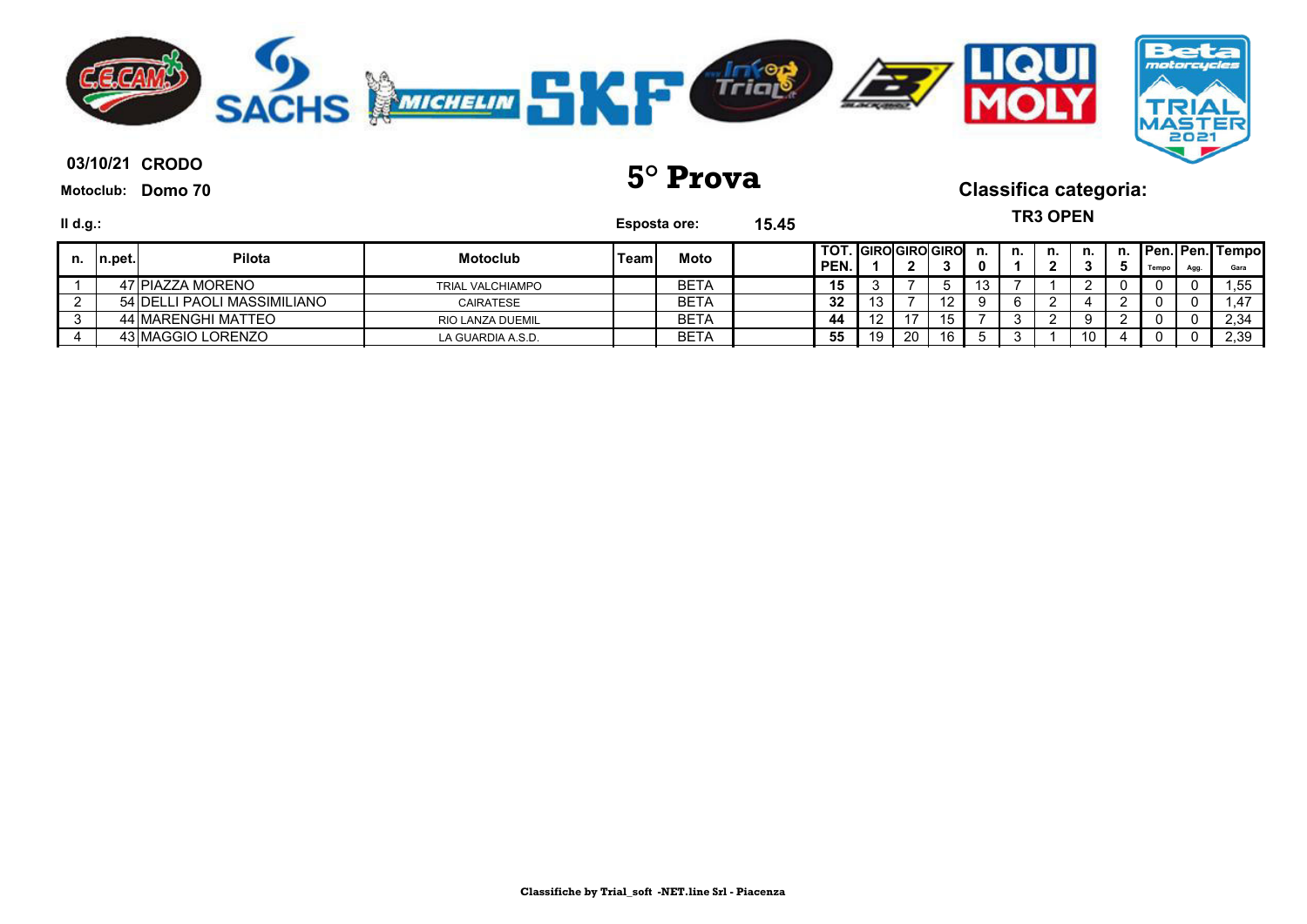**03/10/21 CRODO**

**Motoclub: Domo 70**

# 5° Prova

**Classifica categoria:**

**TR3 OPEN**

**Il d.g.:**

**Esposta ore: 15.45**

| n. | n.pet. | Pilota | Motoclub | Team | Moto | | TOT. PEN. | GIRO 1 | GIRO 2 | GIRO 3 | n. 0 | n. 1 | n. 2 | n. 3 | n. 5 | Pen. Tempo | Pen. Agg. | Tempo Gara |
|---|---|---|---|---|---|---|---|---|---|---|---|---|---|---|---|---|---|---|
| 1 | 47 | PIAZZA MORENO | TRIAL VALCHIAMPO | | BETA | | 15 | 3 | 7 | 5 | 13 | 7 | 1 | 2 | 0 | 0 | 0 | 1,55 |
| 2 | 54 | DELLI PAOLI MASSIMILIANO | CAIRATESE | | BETA | | 32 | 13 | 7 | 12 | 9 | 6 | 2 | 4 | 2 | 0 | 0 | 1,47 |
| 3 | 44 | MARENGHI MATTEO | RIO LANZA DUEMIL | | BETA | | 44 | 12 | 17 | 15 | 7 | 3 | 2 | 9 | 2 | 0 | 0 | 2,34 |
| 4 | 43 | MAGGIO LORENZO | LA GUARDIA A.S.D. | | BETA | | 55 | 19 | 20 | 16 | 5 | 3 | 1 | 10 | 4 | 0 | 0 | 2,39 |

Classifiche by Trial_soft -NET.line Srl - Piacenza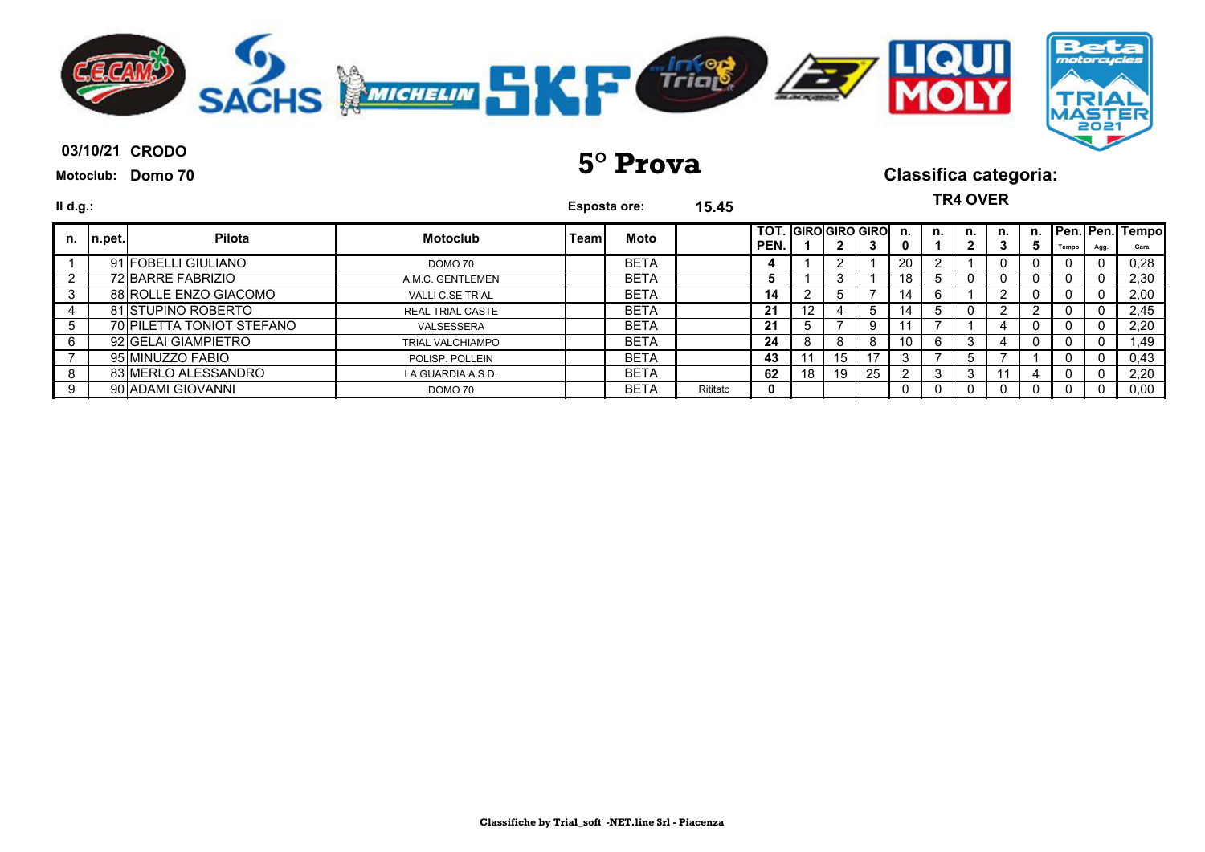**03/10/21 CRODO**

**Motoclub: Domo 70**

# 5° Prova

## Classifica categoria:

**TR4 OVER**

**Il d.g.:**

**Esposta ore: 15.45**

| n. | n.pet. | Pilota | Motoclub | Team | Moto | | TOT. PEN. | GIRO 1 | GIRO 2 | GIRO 3 | n. 0 | n. 1 | n. 2 | n. 3 | n. 5 | Pen. Tempo | Pen. Agg. | Tempo Gara |
|---|---|---|---|---|---|---|---|---|---|---|---|---|---|---|---|---|---|---|
| 1 | 91 | FOBELLI GIULIANO | DOMO 70 | | BETA | | 4 | 1 | 2 | 1 | 20 | 2 | 1 | 0 | 0 | 0 | 0 | 0,28 |
| 2 | 72 | BARRE FABRIZIO | A.M.C. GENTLEMEN | | BETA | | 5 | 1 | 3 | 1 | 18 | 5 | 0 | 0 | 0 | 0 | 0 | 2,30 |
| 3 | 88 | ROLLE ENZO GIACOMO | VALLI C.SE TRIAL | | BETA | | 14 | 2 | 5 | 7 | 14 | 6 | 1 | 2 | 0 | 0 | 0 | 2,00 |
| 4 | 81 | STUPINO ROBERTO | REAL TRIAL CASTE | | BETA | | 21 | 12 | 4 | 5 | 14 | 5 | 0 | 2 | 2 | 0 | 0 | 2,45 |
| 5 | 70 | PILETTA TONIOT STEFANO | VALSESSERA | | BETA | | 21 | 5 | 7 | 9 | 11 | 7 | 1 | 4 | 0 | 0 | 0 | 2,20 |
| 6 | 92 | GELAI GIAMPIETRO | TRIAL VALCHIAMPO | | BETA | | 24 | 8 | 8 | 8 | 10 | 6 | 3 | 4 | 0 | 0 | 0 | 1,49 |
| 7 | 95 | MINUZZO FABIO | POLISP. POLLEIN | | BETA | | 43 | 11 | 15 | 17 | 3 | 7 | 5 | 7 | 1 | 0 | 0 | 0,43 |
| 8 | 83 | MERLO ALESSANDRO | LA GUARDIA A.S.D. | | BETA | | 62 | 18 | 19 | 25 | 2 | 3 | 3 | 11 | 4 | 0 | 0 | 2,20 |
| 9 | 90 | ADAMI GIOVANNI | DOMO 70 | | BETA | Ritirato | 0 | | | | 0 | 0 | 0 | 0 | 0 | 0 | 0 | 0,00 |

Classifiche by Trial_soft -NET.line Srl - Piacenza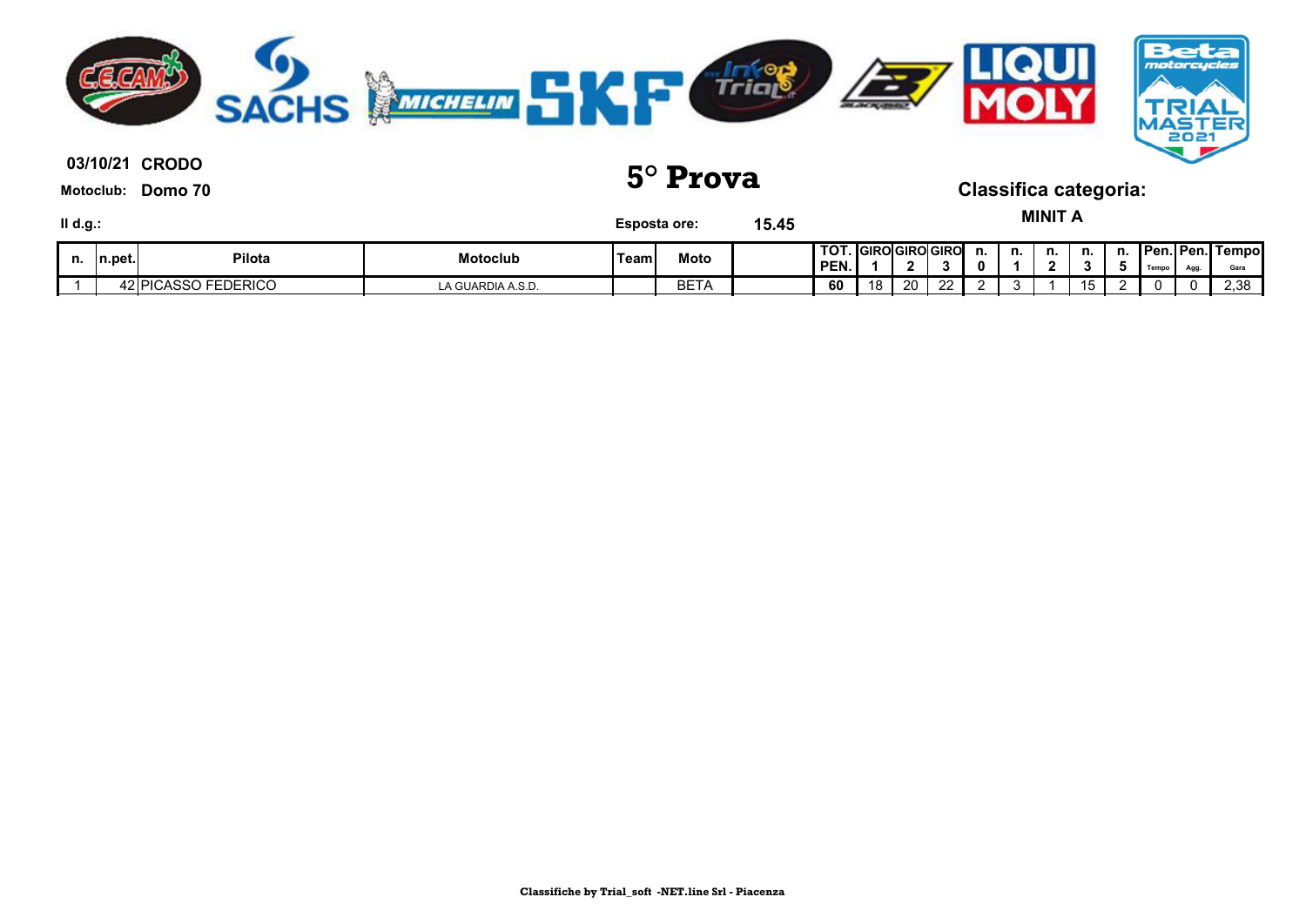**03/10/21 CRODO**

**Motoclub: Domo 70**

# 5° Prova

**Classifica categoria:**

**MINIT A**

**Il d.g.:**

**Esposta ore: 15.45**

| n. | n.pet. | Pilota | Motoclub | Team | Moto | | TOT. PEN. | GIRO 1 | GIRO 2 | GIRO 3 | n. 0 | n. 1 | n. 2 | n. 3 | n. 5 | Pen. Tempo | Pen. Agg. | Tempo Gara |
|---|---|---|---|---|---|---|---|---|---|---|---|---|---|---|---|---|---|---|
| 1 | 42 | PICASSO FEDERICO | LA GUARDIA A.S.D. | | BETA | | 60 | 18 | 20 | 22 | 2 | 3 | 1 | 15 | 2 | 0 | 0 | 2,38 |

**Classifiche by Trial_soft -NET.line Srl - Piacenza**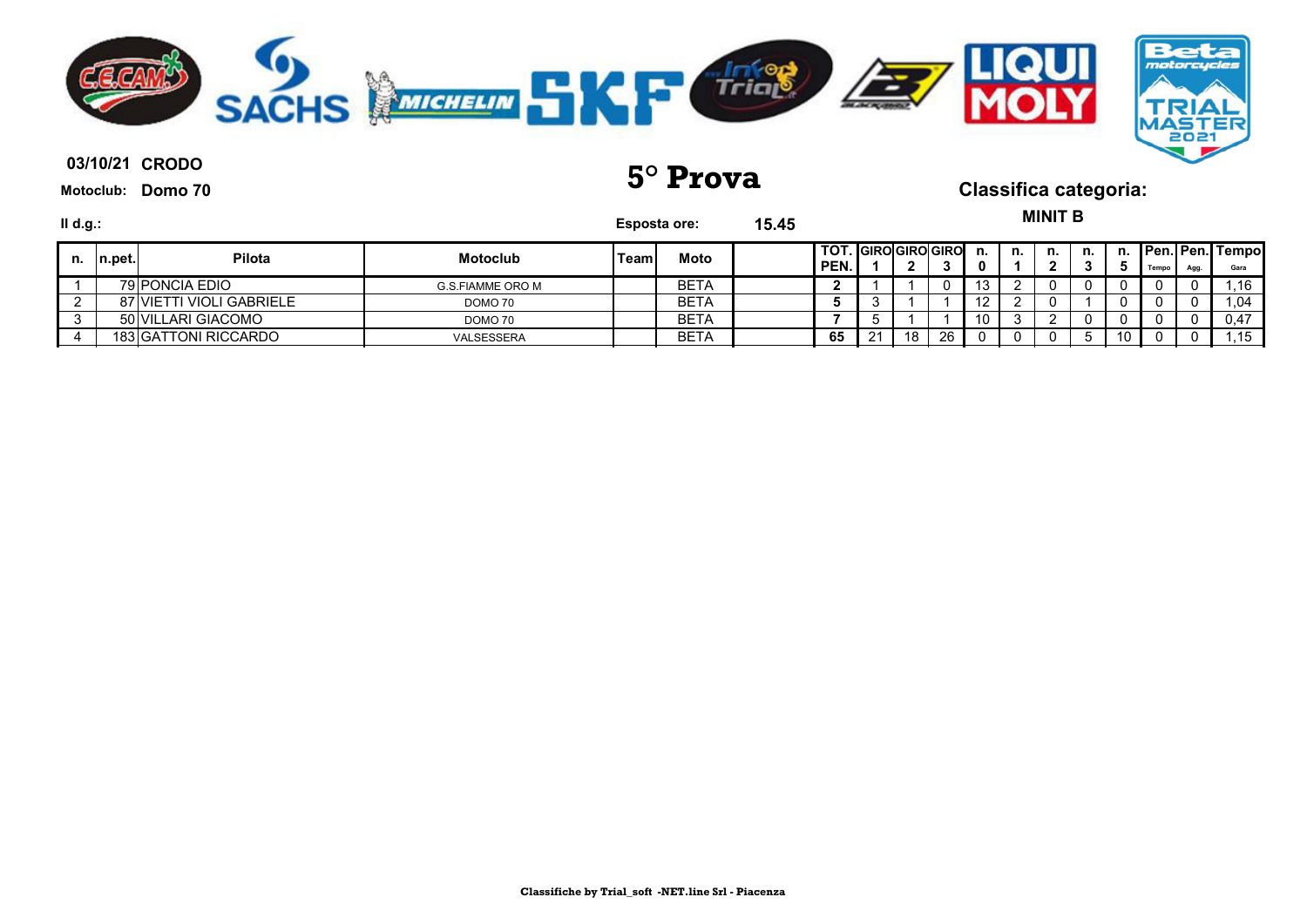**03/10/21 CRODO**

**Motoclub: Domo 70**

# 5° Prova

## Classifica categoria:

**MINIT B**

**Il d.g.:**

**Esposta ore: 15.45**

| n. | n.pet. | Pilota | Motoclub | Team | Moto | | TOT. PEN. | GIRO 1 | GIRO 2 | GIRO 3 | n. 0 | n. 1 | n. 2 | n. 3 | n. 5 | Pen. Tempo | Pen. Agg. | Tempo Gara |
|---|---|---|---|---|---|---|---|---|---|---|---|---|---|---|---|---|---|---|
| 1 | 79 | PONCIA EDIO | G.S.FIAMME ORO M | | BETA | | 2 | 1 | 1 | 0 | 13 | 2 | 0 | 0 | 0 | 0 | 0 | 1,16 |
| 2 | 87 | VIETTI VIOLI GABRIELE | DOMO 70 | | BETA | | 5 | 3 | 1 | 1 | 12 | 2 | 0 | 1 | 0 | 0 | 0 | 1,04 |
| 3 | 50 | VILLARI GIACOMO | DOMO 70 | | BETA | | 7 | 5 | 1 | 1 | 10 | 3 | 2 | 0 | 0 | 0 | 0 | 0,47 |
| 4 | 183 | GATTONI RICCARDO | VALSESSERA | | BETA | | 65 | 21 | 18 | 26 | 0 | 0 | 0 | 5 | 10 | 0 | 0 | 1,15 |

Classifiche by Trial_soft -NET.line Srl - Piacenza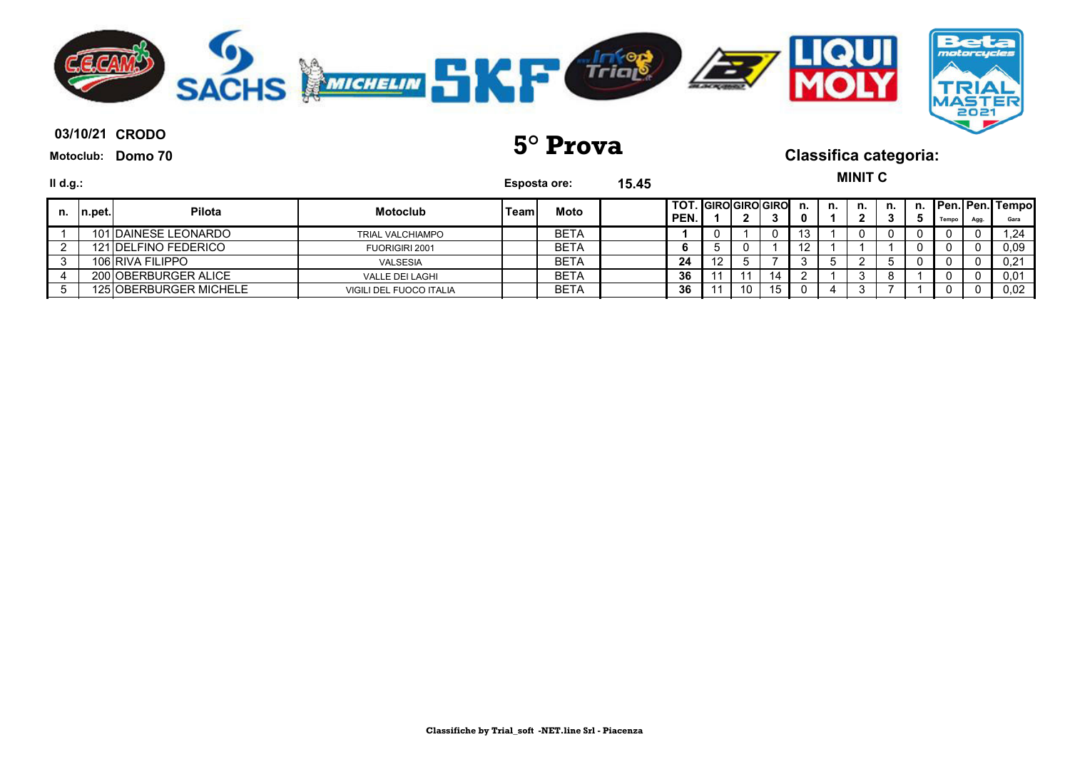**03/10/21 CRODO**

**Motoclub: Domo 70**

# 5° Prova

## Classifica categoria:

**MINIT C**

**Il d.g.:**

**Esposta ore: 15.45**

| n. | n.pet. | Pilota | Motoclub | Team | Moto | | TOT. PEN. | GIRO 1 | GIRO 2 | GIRO 3 | n. 0 | n. 1 | n. 2 | n. 3 | n. 5 | Pen. Tempo | Pen. Agg. | Tempo Gara |
|---|---|---|---|---|---|---|---|---|---|---|---|---|---|---|---|---|---|---|
| 1 | 101 | DAINESE LEONARDO | TRIAL VALCHIAMPO | | BETA | | 1 | 0 | 1 | 0 | 13 | 1 | 0 | 0 | 0 | 0 | 0 | 1,24 |
| 2 | 121 | DELFINO FEDERICO | FUORIGIRI 2001 | | BETA | | 6 | 5 | 0 | 1 | 12 | 1 | 1 | 1 | 0 | 0 | 0 | 0,09 |
| 3 | 106 | RIVA FILIPPO | VALSESIA | | BETA | | 24 | 12 | 5 | 7 | 3 | 5 | 2 | 5 | 0 | 0 | 0 | 0,21 |
| 4 | 200 | OBERBURGER ALICE | VALLE DEI LAGHI | | BETA | | 36 | 11 | 11 | 14 | 2 | 1 | 3 | 8 | 1 | 0 | 0 | 0,01 |
| 5 | 125 | OBERBURGER MICHELE | VIGILI DEL FUOCO ITALIA | | BETA | | 36 | 11 | 10 | 15 | 0 | 4 | 3 | 7 | 1 | 0 | 0 | 0,02 |

**Classifiche by Trial_soft -NET.line Srl - Piacenza**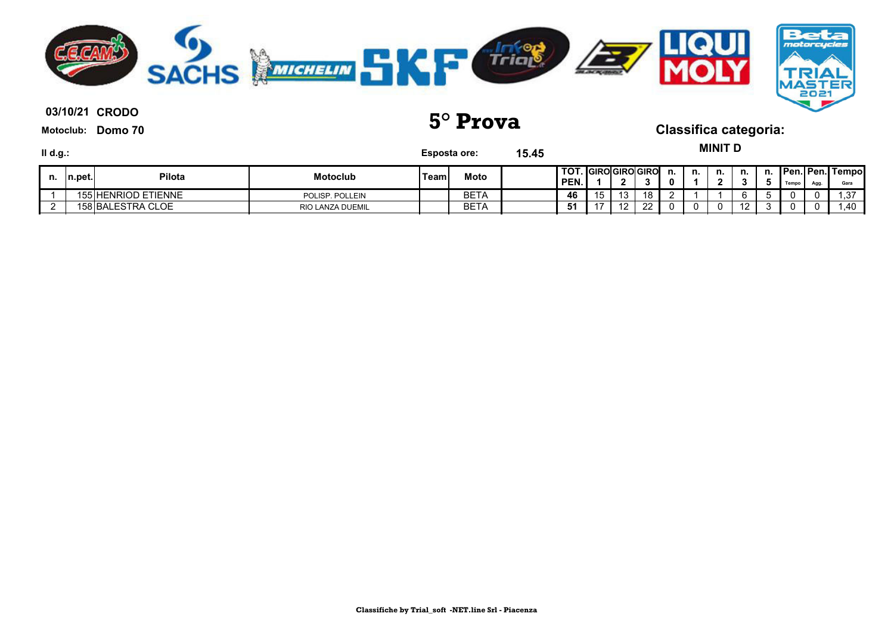**03/10/21 CRODO**

**Motoclub: Domo 70**

# 5° Prova

## Classifica categoria:

**MINIT D**

**Il d.g.:**

**Esposta ore: 15.45**

| n. | n.pet. | Pilota | Motoclub | Team | Moto | | TOT. PEN. | GIRO 1 | GIRO 2 | GIRO 3 | n. 0 | n. 1 | n. 2 | n. 3 | n. 5 | Pen. Tempo | Pen. Agg. | Tempo Gara |
|---|---|---|---|---|---|---|---|---|---|---|---|---|---|---|---|---|---|---|
| 1 | 155 | HENRIOD ETIENNE | POLISP. POLLEIN | | BETA | | 46 | 15 | 13 | 18 | 2 | 1 | 1 | 6 | 5 | 0 | 0 | 1,37 |
| 2 | 158 | BALESTRA CLOE | RIO LANZA DUEMIL | | BETA | | 51 | 17 | 12 | 22 | 0 | 0 | 0 | 12 | 3 | 0 | 0 | 1,40 |

Classifiche by Trial_soft -NET.line Srl - Piacenza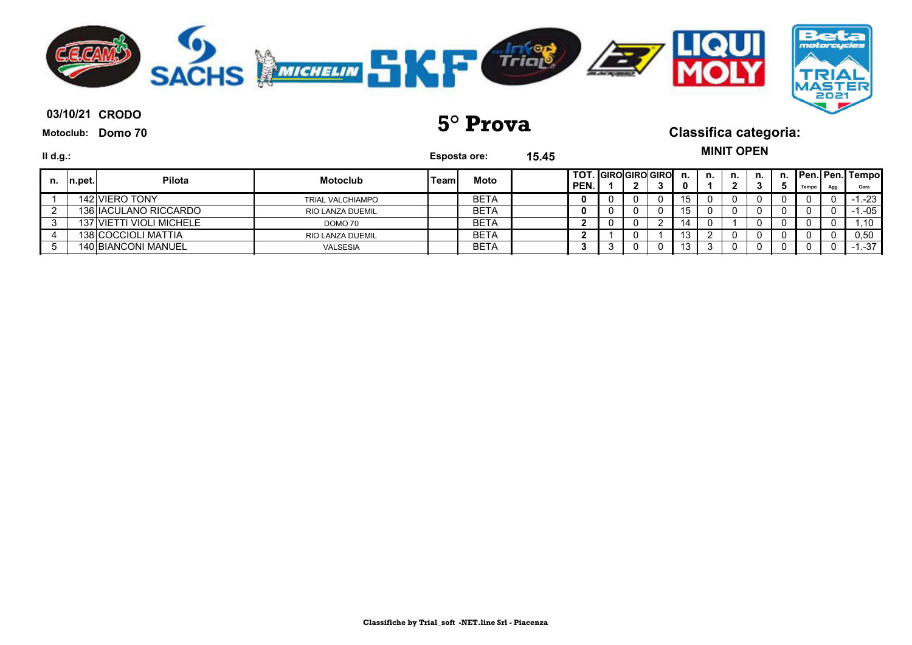**03/10/21 CRODO**

**Motoclub: Domo 70**

# 5° Prova

**Classifica categoria:**

**MINIT OPEN**

**Il d.g.:**

**Esposta ore: 15.45**

| n. | n.pet. | Pilota | Motoclub | Team | Moto | | TOT. PEN. | GIRO 1 | GIRO 2 | GIRO 3 | n. 0 | n. 1 | n. 2 | n. 3 | n. 5 | Pen. Tempo | Pen. Agg. | Tempo Gara |
|---|---|---|---|---|---|---|---|---|---|---|---|---|---|---|---|---|---|---|
| 1 | 142 | VIERO TONY | TRIAL VALCHIAMPO | | BETA | | **0** | 0 | 0 | 0 | 15 | 0 | 0 | 0 | 0 | 0 | 0 | -1.-23 |
| 2 | 136 | IACULANO RICCARDO | RIO LANZA DUEMIL | | BETA | | **0** | 0 | 0 | 0 | 15 | 0 | 0 | 0 | 0 | 0 | 0 | -1.-05 |
| 3 | 137 | VIETTI VIOLI MICHELE | DOMO 70 | | BETA | | **2** | 0 | 0 | 2 | 14 | 0 | 1 | 0 | 0 | 0 | 0 | 1,10 |
| 4 | 138 | COCCIOLI MATTIA | RIO LANZA DUEMIL | | BETA | | **2** | 1 | 0 | 1 | 13 | 2 | 0 | 0 | 0 | 0 | 0 | 0,50 |
| 5 | 140 | BIANCONI MANUEL | VALSESIA | | BETA | | **3** | 3 | 0 | 0 | 13 | 3 | 0 | 0 | 0 | 0 | 0 | -1.-37 |

**Classifiche by Trial_soft -NET.line Srl - Piacenza**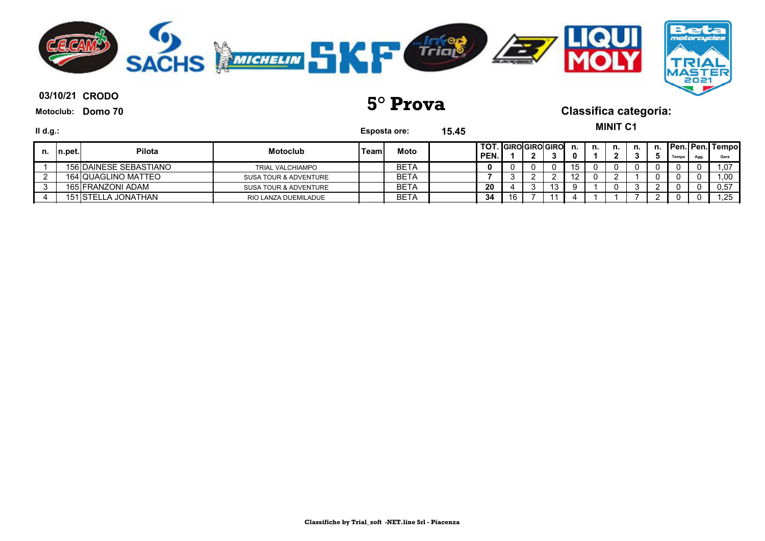**03/10/21 CRODO**

**Motoclub: Domo 70**

# 5° Prova

## Classifica categoria:

### MINIT C1

**Il d.g.:**

**Esposta ore: 15.45**

| n. | n.pet. | Pilota | Motoclub | Team | Moto | | TOT. PEN. | GIRO 1 | GIRO 2 | GIRO 3 | n. 0 | n. 1 | n. 2 | n. 3 | n. 5 | Pen. Tempo | Pen. Agg. | Tempo Gara |
|---|---|---|---|---|---|---|---|---|---|---|---|---|---|---|---|---|---|---|
| 1 | 156 | DAINESE SEBASTIANO | TRIAL VALCHIAMPO | | BETA | | **0** | 0 | 0 | 0 | 15 | 0 | 0 | 0 | 0 | 0 | 0 | 1,07 |
| 2 | 164 | QUAGLINO MATTEO | SUSA TOUR & ADVENTURE | | BETA | | **7** | 3 | 2 | 2 | 12 | 0 | 2 | 1 | 0 | 0 | 0 | 1,00 |
| 3 | 165 | FRANZONI ADAM | SUSA TOUR & ADVENTURE | | BETA | | **20** | 4 | 3 | 13 | 9 | 1 | 0 | 3 | 2 | 0 | 0 | 0,57 |
| 4 | 151 | STELLA JONATHAN | RIO LANZA DUEMILADUE | | BETA | | **34** | 16 | 7 | 11 | 4 | 1 | 1 | 7 | 2 | 0 | 0 | 1,25 |

**Classifiche by Trial_soft -NET.line Srl - Piacenza**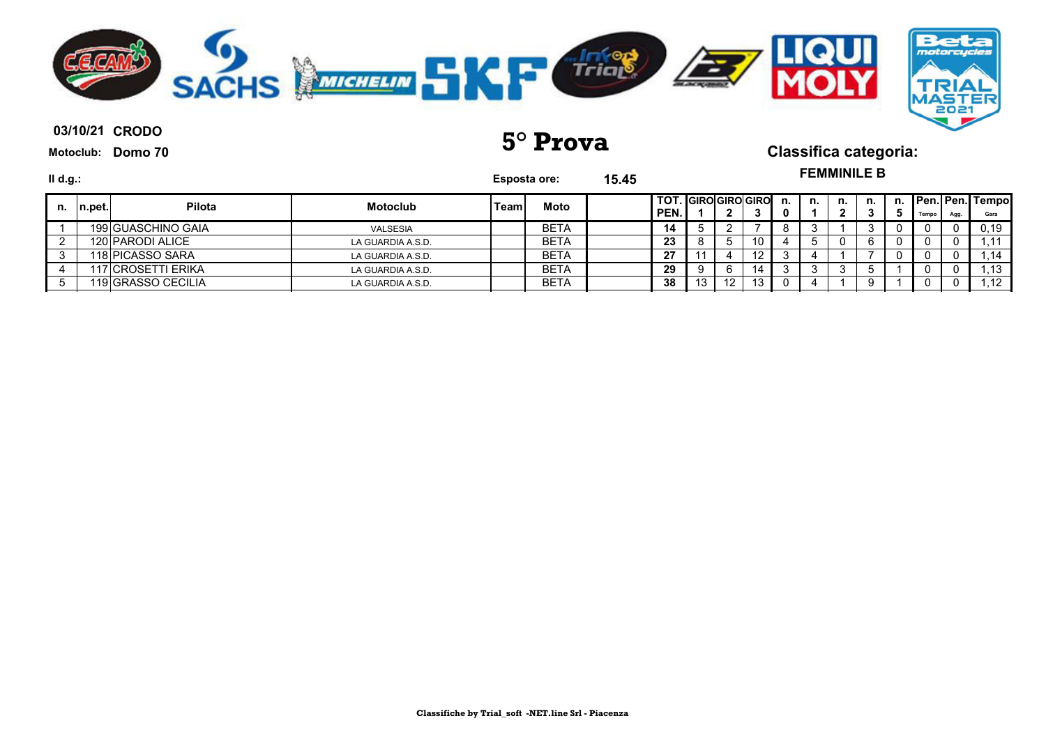**03/10/21 CRODO**

**Motoclub: Domo 70**

# 5° Prova

**Classifica categoria:**

**FEMMINILE B**

**Il d.g.:**

**Esposta ore: 15.45**

| n. | n.pet. | Pilota | Motoclub | Team | Moto | | TOT. PEN. | GIRO 1 | GIRO 2 | GIRO 3 | n. 0 | n. 1 | n. 2 | n. 3 | n. 5 | Pen. Tempo | Pen. Agg. | Tempo Gara |
|---|---|---|---|---|---|---|---|---|---|---|---|---|---|---|---|---|---|---|
| 1 | 199 | GUASCHINO GAIA | VALSESIA | | BETA | | 14 | 5 | 2 | 7 | 8 | 3 | 1 | 3 | 0 | 0 | 0 | 0,19 |
| 2 | 120 | PARODI ALICE | LA GUARDIA A.S.D. | | BETA | | 23 | 8 | 5 | 10 | 4 | 5 | 0 | 6 | 0 | 0 | 0 | 1,11 |
| 3 | 118 | PICASSO SARA | LA GUARDIA A.S.D. | | BETA | | 27 | 11 | 4 | 12 | 3 | 4 | 1 | 7 | 0 | 0 | 0 | 1,14 |
| 4 | 117 | CROSETTI ERIKA | LA GUARDIA A.S.D. | | BETA | | 29 | 9 | 6 | 14 | 3 | 3 | 3 | 5 | 1 | 0 | 0 | 1,13 |
| 5 | 119 | GRASSO CECILIA | LA GUARDIA A.S.D. | | BETA | | 38 | 13 | 12 | 13 | 0 | 4 | 1 | 9 | 1 | 0 | 0 | 1,12 |

Classifiche by Trial_soft -NET.line Srl - Piacenza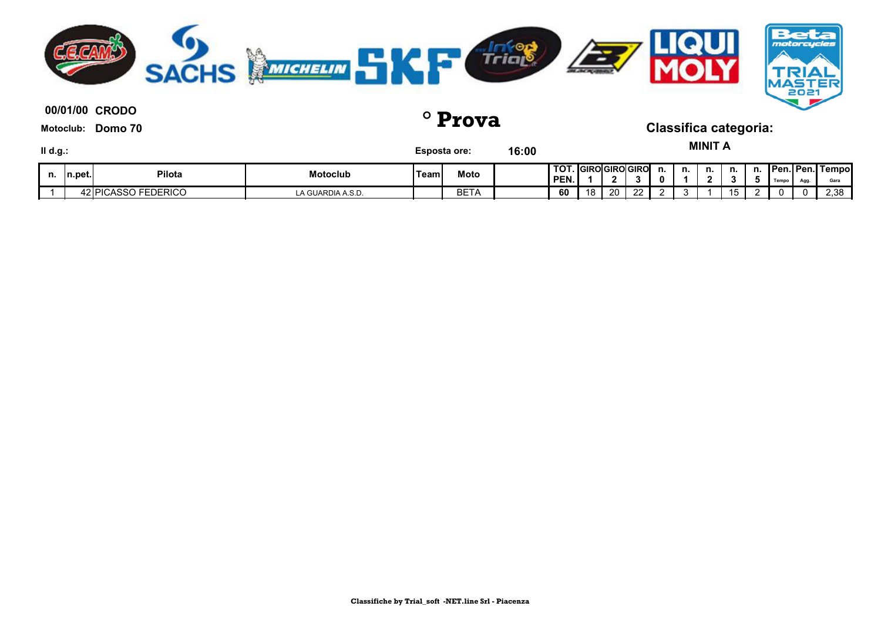**00/01/00 CRODO**

**Motoclub: Domo 70**

# ° Prova

## Classifica categoria:

**MINIT A**

**Il d.g.:**

**Esposta ore: 16:00**

| n. | n.pet. | Pilota | Motoclub | Team | Moto | | TOT. PEN. | GIRO 1 | GIRO 2 | GIRO 3 | n. 0 | n. 1 | n. 2 | n. 3 | n. 5 | Pen. Tempo | Pen. Agg. | Tempo Gara |
|---|---|---|---|---|---|---|---|---|---|---|---|---|---|---|---|---|---|---|
| 1 | 42 | PICASSO FEDERICO | LA GUARDIA A.S.D. | | BETA | | 60 | 18 | 20 | 22 | 2 | 3 | 1 | 15 | 2 | 0 | 0 | 2,38 |

**Classifiche by Trial_soft -NET.line Srl - Piacenza**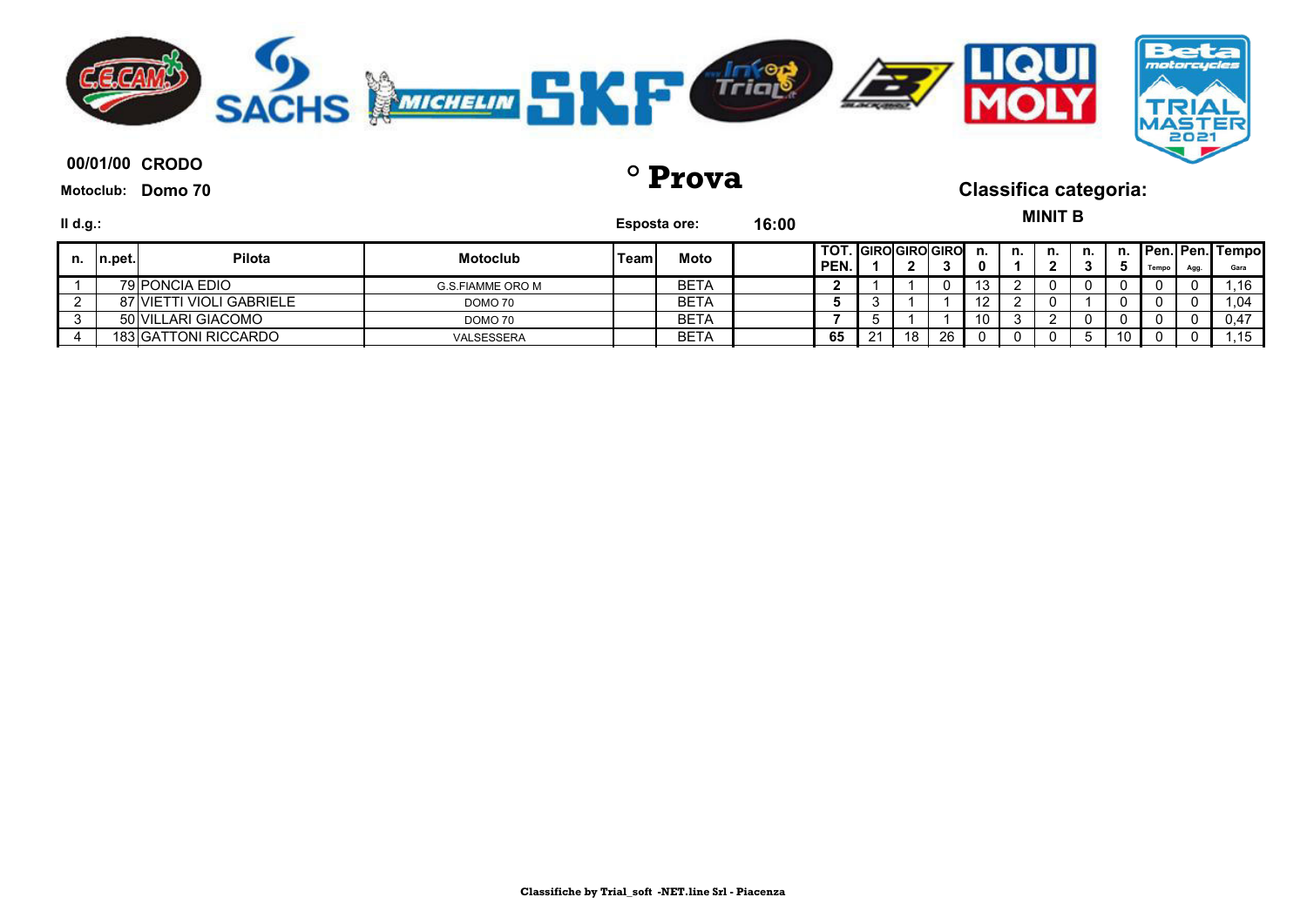**00/01/00 CRODO**

**Motoclub: Domo 70**

# ° Prova

**Classifica categoria:**

**MINIT B**

**Il d.g.:**

**Esposta ore: 16:00**

| n. | n.pet. | Pilota | Motoclub | Team | Moto | | TOT. PEN. | GIRO 1 | GIRO 2 | GIRO 3 | n. 0 | n. 1 | n. 2 | n. 3 | n. 5 | Pen. Tempo | Pen. Agg. | Tempo Gara |
|---|---|---|---|---|---|---|---|---|---|---|---|---|---|---|---|---|---|---|
| 1 | 79 | PONCIA EDIO | G.S.FIAMME ORO M | | BETA | | 2 | 1 | 1 | 0 | 13 | 2 | 0 | 0 | 0 | 0 | 0 | 1,16 |
| 2 | 87 | VIETTI VIOLI GABRIELE | DOMO 70 | | BETA | | 5 | 3 | 1 | 1 | 12 | 2 | 0 | 1 | 0 | 0 | 0 | 1,04 |
| 3 | 50 | VILLARI GIACOMO | DOMO 70 | | BETA | | 7 | 5 | 1 | 1 | 10 | 3 | 2 | 0 | 0 | 0 | 0 | 0,47 |
| 4 | 183 | GATTONI RICCARDO | VALSESSERA | | BETA | | 65 | 21 | 18 | 26 | 0 | 0 | 0 | 5 | 10 | 0 | 0 | 1,15 |

Classifiche by Trial_soft -NET.line Srl - Piacenza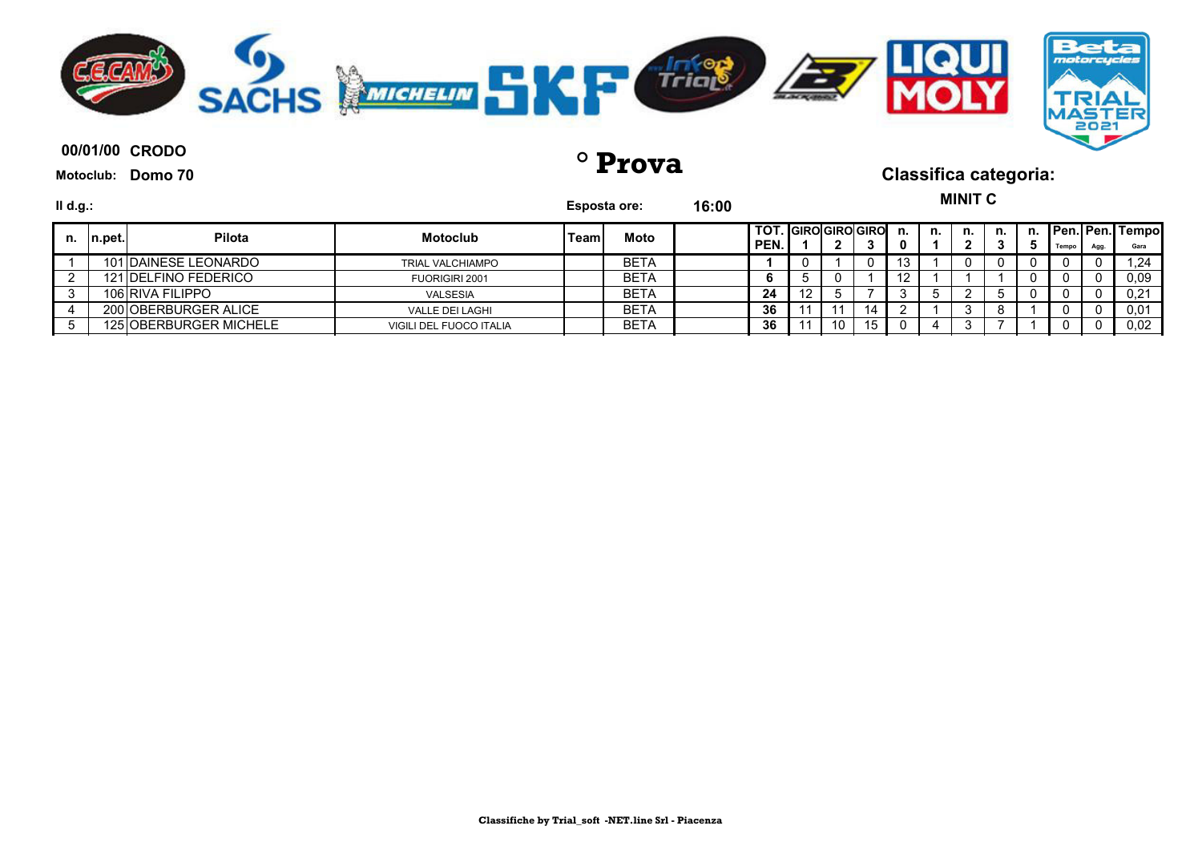**00/01/00 CRODO**

**Motoclub: Domo 70**

# ° Prova

## Classifica categoria:

**MINIT C**

**Il d.g.:**

**Esposta ore:** **16:00**

| n. | n.pet. | Pilota | Motoclub | Team | Moto | | TOT. PEN. | GIRO 1 | GIRO 2 | GIRO 3 | n. 0 | n. 1 | n. 2 | n. 3 | n. 5 | Pen. Tempo | Pen. Agg. | Tempo Gara |
|---|---|---|---|---|---|---|---|---|---|---|---|---|---|---|---|---|---|---|
| 1 | 101 | DAINESE LEONARDO | TRIAL VALCHIAMPO | | BETA | | 1 | 0 | 1 | 0 | 13 | 1 | 0 | 0 | 0 | 0 | 0 | 1,24 |
| 2 | 121 | DELFINO FEDERICO | FUORIGIRI 2001 | | BETA | | 6 | 5 | 0 | 1 | 12 | 1 | 1 | 1 | 0 | 0 | 0 | 0,09 |
| 3 | 106 | RIVA FILIPPO | VALSESIA | | BETA | | 24 | 12 | 5 | 7 | 3 | 5 | 2 | 5 | 0 | 0 | 0 | 0,21 |
| 4 | 200 | OBERBURGER ALICE | VALLE DEI LAGHI | | BETA | | 36 | 11 | 11 | 14 | 2 | 1 | 3 | 8 | 1 | 0 | 0 | 0,01 |
| 5 | 125 | OBERBURGER MICHELE | VIGILI DEL FUOCO ITALIA | | BETA | | 36 | 11 | 10 | 15 | 0 | 4 | 3 | 7 | 1 | 0 | 0 | 0,02 |

**Classifiche by Trial_soft -NET.line Srl - Piacenza**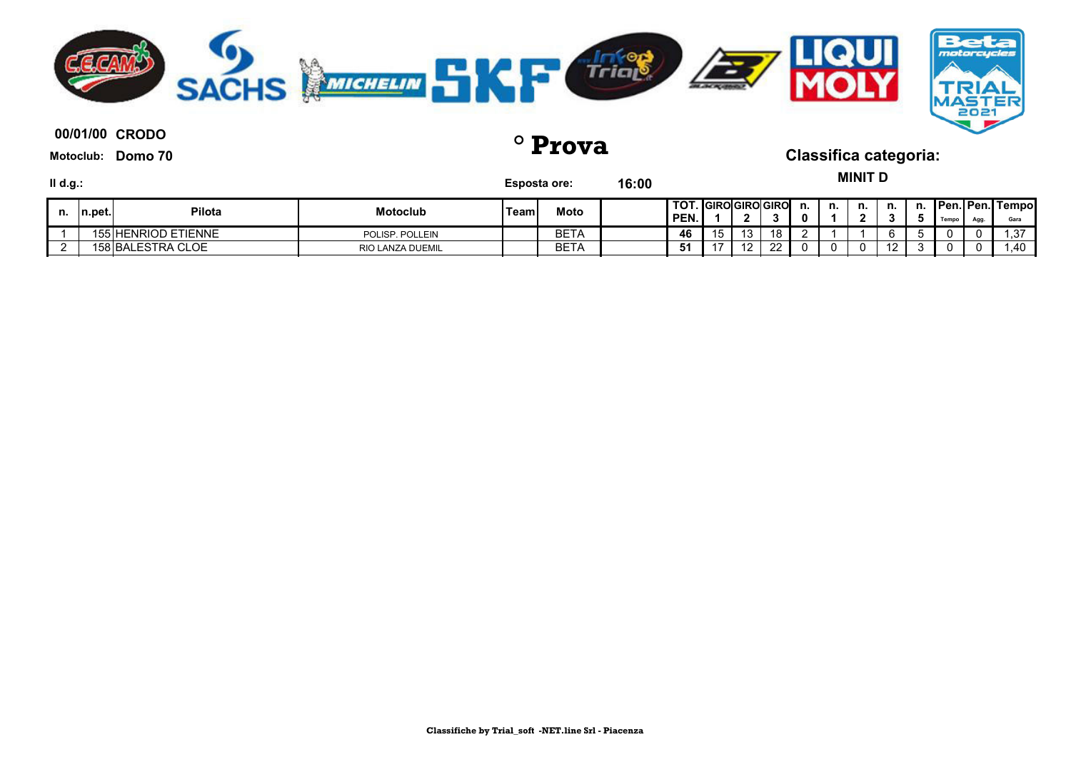**00/01/00 CRODO**

**Motoclub: Domo 70**

# ° Prova

**Classifica categoria:**

**MINIT D**

**Il d.g.:**

**Esposta ore: 16:00**

| n. | n.pet. | Pilota | Motoclub | Team | Moto | | TOT. PEN. | GIRO 1 | GIRO 2 | GIRO 3 | n. 0 | n. 1 | n. 2 | n. 3 | n. 5 | Pen. Tempo | Pen. Agg. | Tempo Gara |
|---|---|---|---|---|---|---|---|---|---|---|---|---|---|---|---|---|---|---|
| 1 | 155 | HENRIOD ETIENNE | POLISP. POLLEIN | | BETA | | 46 | 15 | 13 | 18 | 2 | 1 | 1 | 6 | 5 | 0 | 0 | 1,37 |
| 2 | 158 | BALESTRA CLOE | RIO LANZA DUEMIL | | BETA | | 51 | 17 | 12 | 22 | 0 | 0 | 0 | 12 | 3 | 0 | 0 | 1,40 |

Classifiche by Trial_soft -NET.line Srl - Piacenza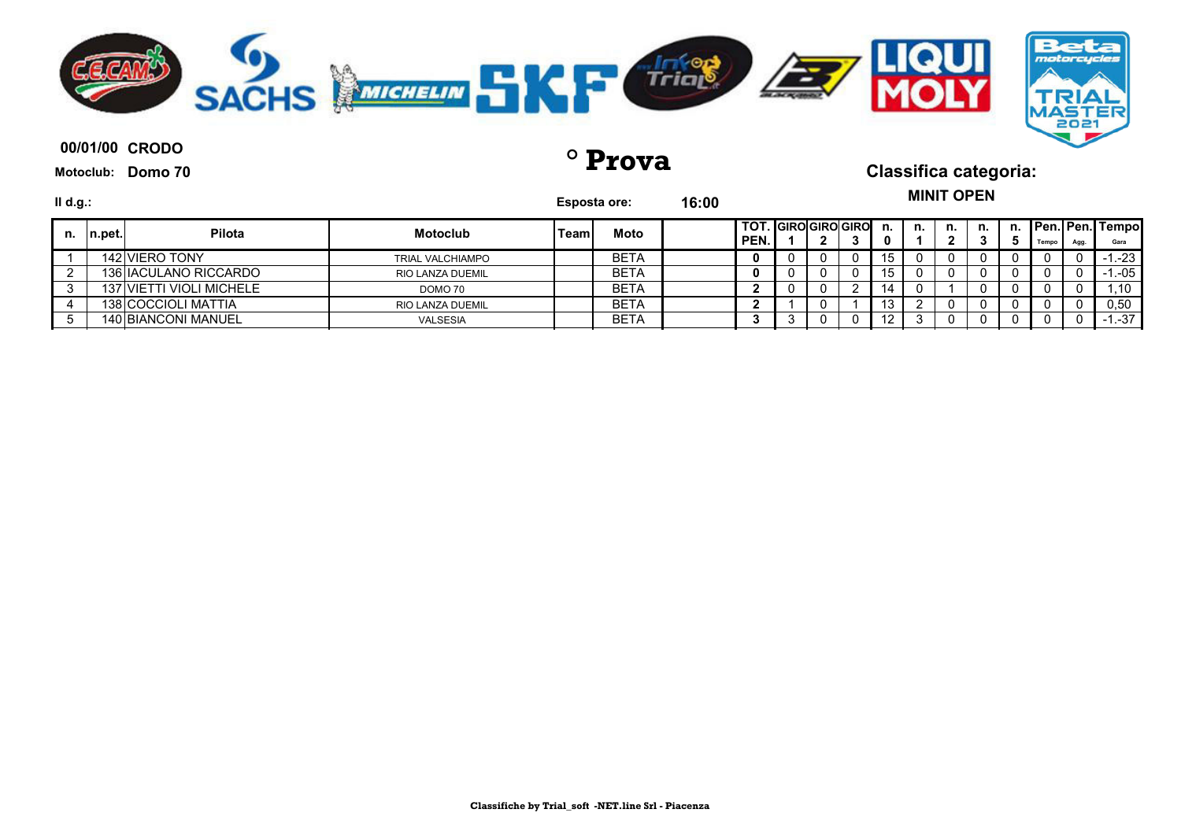**00/01/00 CRODO**

**Motoclub: Domo 70**

# ° Prova

## Classifica categoria:

**MINIT OPEN**

**Il d.g.:**

**Esposta ore: 16:00**

| n. | n.pet. | Pilota | Motoclub | Team | Moto | | TOT. PEN. | GIRO 1 | GIRO 2 | GIRO 3 | n. 0 | n. 1 | n. 2 | n. 3 | n. 5 | Pen. Tempo | Pen. Agg. | Tempo Gara |
|---|---|---|---|---|---|---|---|---|---|---|---|---|---|---|---|---|---|---|
| 1 | 142 | VIERO TONY | TRIAL VALCHIAMPO | | BETA | | **0** | 0 | 0 | 0 | 15 | 0 | 0 | 0 | 0 | 0 | 0 | -1.-23 |
| 2 | 136 | IACULANO RICCARDO | RIO LANZA DUEMIL | | BETA | | **0** | 0 | 0 | 0 | 15 | 0 | 0 | 0 | 0 | 0 | 0 | -1.-05 |
| 3 | 137 | VIETTI VIOLI MICHELE | DOMO 70 | | BETA | | **2** | 0 | 0 | 2 | 14 | 0 | 1 | 0 | 0 | 0 | 0 | 1,10 |
| 4 | 138 | COCCIOLI MATTIA | RIO LANZA DUEMIL | | BETA | | **2** | 1 | 0 | 1 | 13 | 2 | 0 | 0 | 0 | 0 | 0 | 0,50 |
| 5 | 140 | BIANCONI MANUEL | VALSESIA | | BETA | | **3** | 3 | 0 | 0 | 12 | 3 | 0 | 0 | 0 | 0 | 0 | -1.-37 |

**Classifiche by Trial_soft -NET.line Srl - Piacenza**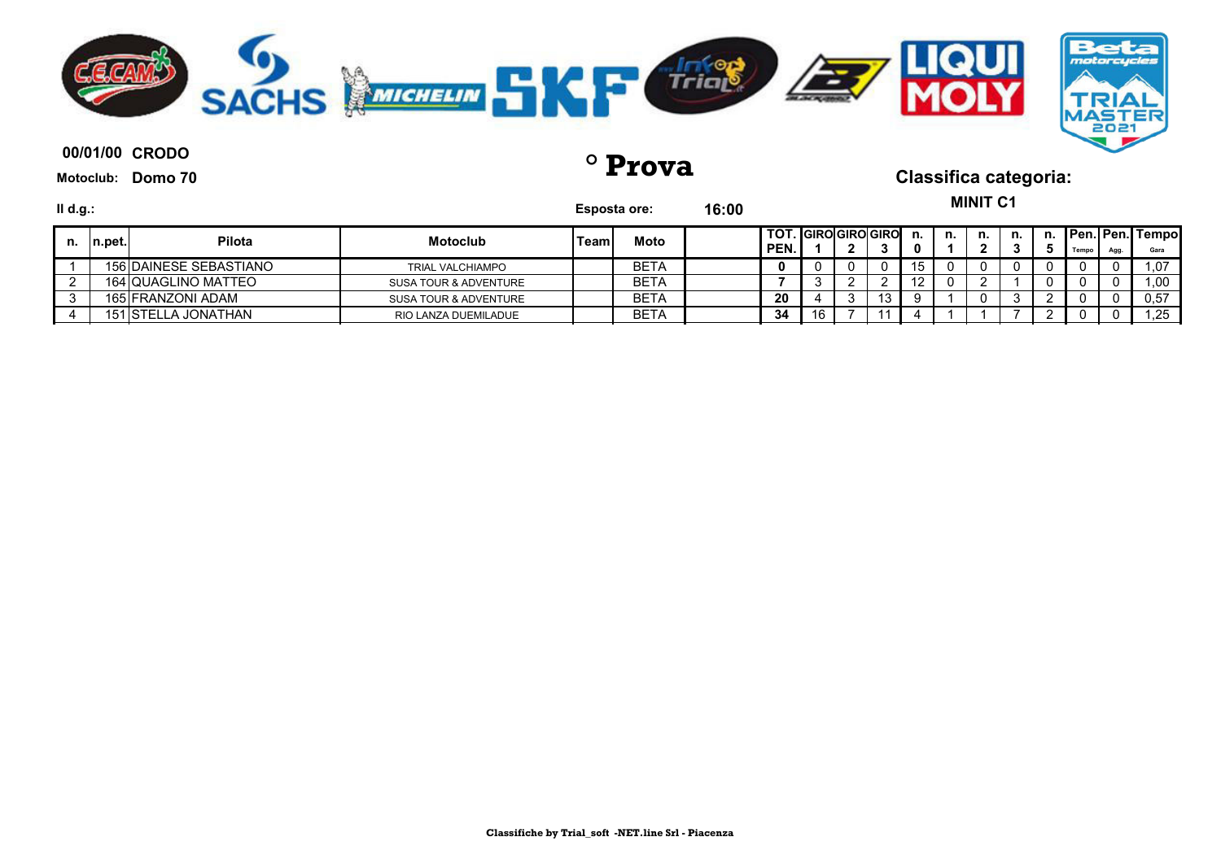**00/01/00 CRODO**

**Motoclub: Domo 70**

# ° Prova

## Classifica categoria:

**MINIT C1**

**Il d.g.:**

**Esposta ore:** **16:00**

| n. | n.pet. | Pilota | Motoclub | Team | Moto | | TOT. PEN. | GIRO 1 | GIRO 2 | GIRO 3 | n. 0 | n. 1 | n. 2 | n. 3 | n. 5 | Pen. Tempo | Pen. Agg. | Tempo Gara |
|---|---|---|---|---|---|---|---|---|---|---|---|---|---|---|---|---|---|---|
| 1 | 156 | DAINESE SEBASTIANO | TRIAL VALCHIAMPO | | BETA | | **0** | 0 | 0 | 0 | 15 | 0 | 0 | 0 | 0 | 0 | 0 | 1,07 |
| 2 | 164 | QUAGLINO MATTEO | SUSA TOUR & ADVENTURE | | BETA | | **7** | 3 | 2 | 2 | 12 | 0 | 2 | 1 | 0 | 0 | 0 | 1,00 |
| 3 | 165 | FRANZONI ADAM | SUSA TOUR & ADVENTURE | | BETA | | **20** | 4 | 3 | 13 | 9 | 1 | 0 | 3 | 2 | 0 | 0 | 0,57 |
| 4 | 151 | STELLA JONATHAN | RIO LANZA DUEMILADUE | | BETA | | **34** | 16 | 7 | 11 | 4 | 1 | 1 | 7 | 2 | 0 | 0 | 1,25 |

**Classifiche by Trial_soft -NET.line Srl - Piacenza**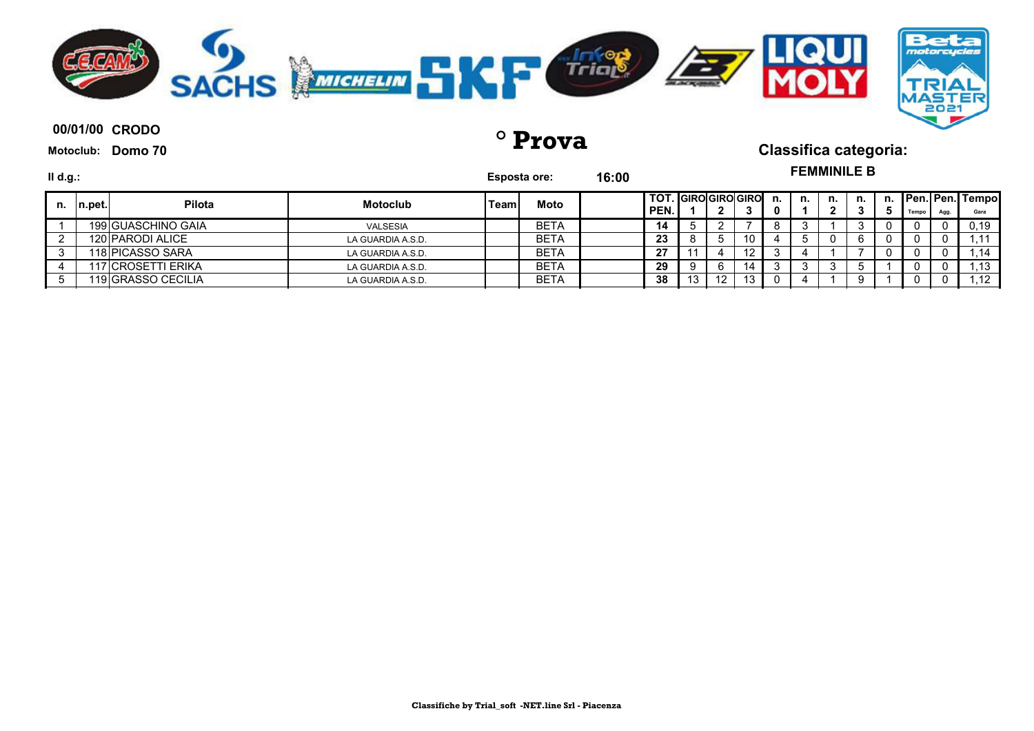**00/01/00 CRODO**

**Motoclub: Domo 70**

# ° Prova

## Classifica categoria:

### FEMMINILE B

**Il d.g.:**

**Esposta ore:** **16:00**

| n. | n.pet. | Pilota | Motoclub | Team | Moto | | TOT. PEN. | GIRO 1 | GIRO 2 | GIRO 3 | n. 0 | n. 1 | n. 2 | n. 3 | n. 5 | Pen. Tempo | Pen. Agg. | Tempo Gara |
|---|---|---|---|---|---|---|---|---|---|---|---|---|---|---|---|---|---|---|
| 1 | 199 | GUASCHINO GAIA | VALSESIA | | BETA | | 14 | 5 | 2 | 7 | 8 | 3 | 1 | 3 | 0 | 0 | 0 | 0,19 |
| 2 | 120 | PARODI ALICE | LA GUARDIA A.S.D. | | BETA | | 23 | 8 | 5 | 10 | 4 | 5 | 0 | 6 | 0 | 0 | 0 | 1,11 |
| 3 | 118 | PICASSO SARA | LA GUARDIA A.S.D. | | BETA | | 27 | 11 | 4 | 12 | 3 | 4 | 1 | 7 | 0 | 0 | 0 | 1,14 |
| 4 | 117 | CROSETTI ERIKA | LA GUARDIA A.S.D. | | BETA | | 29 | 9 | 6 | 14 | 3 | 3 | 3 | 5 | 1 | 0 | 0 | 1,13 |
| 5 | 119 | GRASSO CECILIA | LA GUARDIA A.S.D. | | BETA | | 38 | 13 | 12 | 13 | 0 | 4 | 1 | 9 | 1 | 0 | 0 | 1,12 |

**Classifiche by Trial_soft -NET.line Srl - Piacenza**